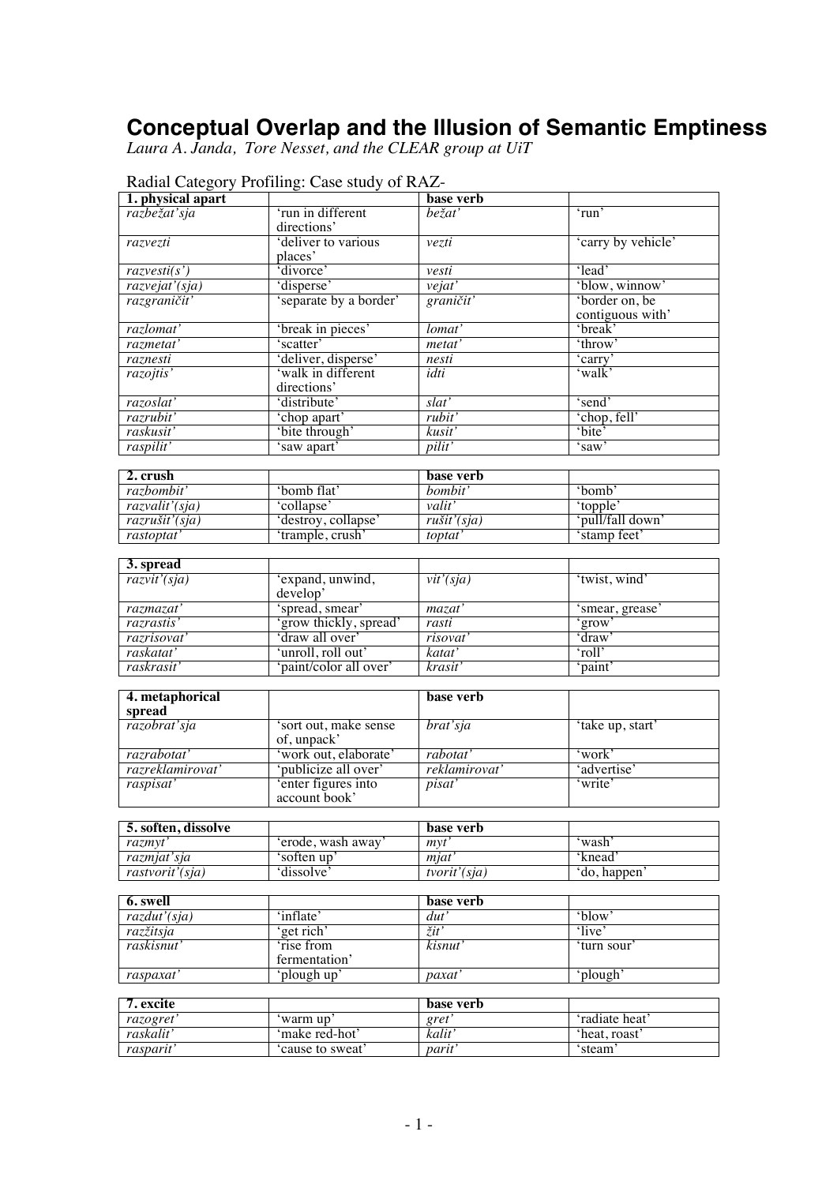# Conceptual Overlap and the Illusion of Semantic Emptiness

*Laura A. Janda, Tore Nesset, and the CLEAR group at UiT*

Radial Category Profiling: Case study of RAZ-

| **1. physical apart** | | **base verb** | |
|---|---|---|---|
| *razbežat'sja* | 'run in different directions' | *bežat'* | 'run' |
| *razvezti* | 'deliver to various places' | *vezti* | 'carry by vehicle' |
| *razvesti(s')* | 'divorce' | *vesti* | 'lead' |
| *razvejat'(sja)* | 'disperse' | *vejat'* | 'blow, winnow' |
| *razgraničit'* | 'separate by a border' | *graničit'* | 'border on, be contiguous with' |
| *razlomat'* | 'break in pieces' | *lomat'* | 'break' |
| *razmetat'* | 'scatter' | *metat'* | 'throw' |
| *raznesti* | 'deliver, disperse' | *nesti* | 'carry' |
| *razojtis'* | 'walk in different directions' | *idti* | 'walk' |
| *razoslat'* | 'distribute' | *slat'* | 'send' |
| *razrubit'* | 'chop apart' | *rubit'* | 'chop, fell' |
| *raskusit'* | 'bite through' | *kusit'* | 'bite' |
| *raspilit'* | 'saw apart' | *pilit'* | 'saw' |

| **2. crush** | | **base verb** | |
|---|---|---|---|
| *razbombit'* | 'bomb flat' | *bombit'* | 'bomb' |
| *razvalit'(sja)* | 'collapse' | *valit'* | 'topple' |
| *razrušit'(sja)* | 'destroy, collapse' | *rušit'(sja)* | 'pull/fall down' |
| *rastoptat'* | 'trample, crush' | *toptat'* | 'stamp feet' |

| **3. spread** | | | |
|---|---|---|---|
| *razvit'(sja)* | 'expand, unwind, develop' | *vit'(sja)* | 'twist, wind' |
| *razmazat'* | 'spread, smear' | *mazat'* | 'smear, grease' |
| *razrastis'* | 'grow thickly, spread' | *rasti* | 'grow' |
| *razrisovat'* | 'draw all over' | *risovat'* | 'draw' |
| *raskatat'* | 'unroll, roll out' | *katat'* | 'roll' |
| *raskrasit'* | 'paint/color all over' | *krasit'* | 'paint' |

| **4. metaphorical spread** | | **base verb** | |
|---|---|---|---|
| *razobrat'sja* | 'sort out, make sense of, unpack' | *brat'sja* | 'take up, start' |
| *razrabotat'* | 'work out, elaborate' | *rabotat'* | 'work' |
| *razreklamirovat'* | 'publicize all over' | *reklamirovat'* | 'advertise' |
| *raspisat'* | 'enter figures into account book' | *pisat'* | 'write' |

| **5. soften, dissolve** | | **base verb** | |
|---|---|---|---|
| *razmyt'* | 'erode, wash away' | *myt'* | 'wash' |
| *razmjat'sja* | 'soften up' | *mjat'* | 'knead' |
| *rastvorit'(sja)* | 'dissolve' | *tvorit'(sja)* | 'do, happen' |

| **6. swell** | | **base verb** | |
|---|---|---|---|
| *razdut'(sja)* | 'inflate' | *dut'* | 'blow' |
| *razžitsja* | 'get rich' | *žit'* | 'live' |
| *raskisnut'* | 'rise from fermentation' | *kisnut'* | 'turn sour' |
| *raspaxat'* | 'plough up' | *paxat'* | 'plough' |

| **7. excite** | | **base verb** | |
|---|---|---|---|
| *razogret'* | 'warm up' | *gret'* | 'radiate heat' |
| *raskalit'* | 'make red-hot' | *kalit'* | 'heat, roast' |
| *rasparit'* | 'cause to sweat' | *parit'* | 'steam' |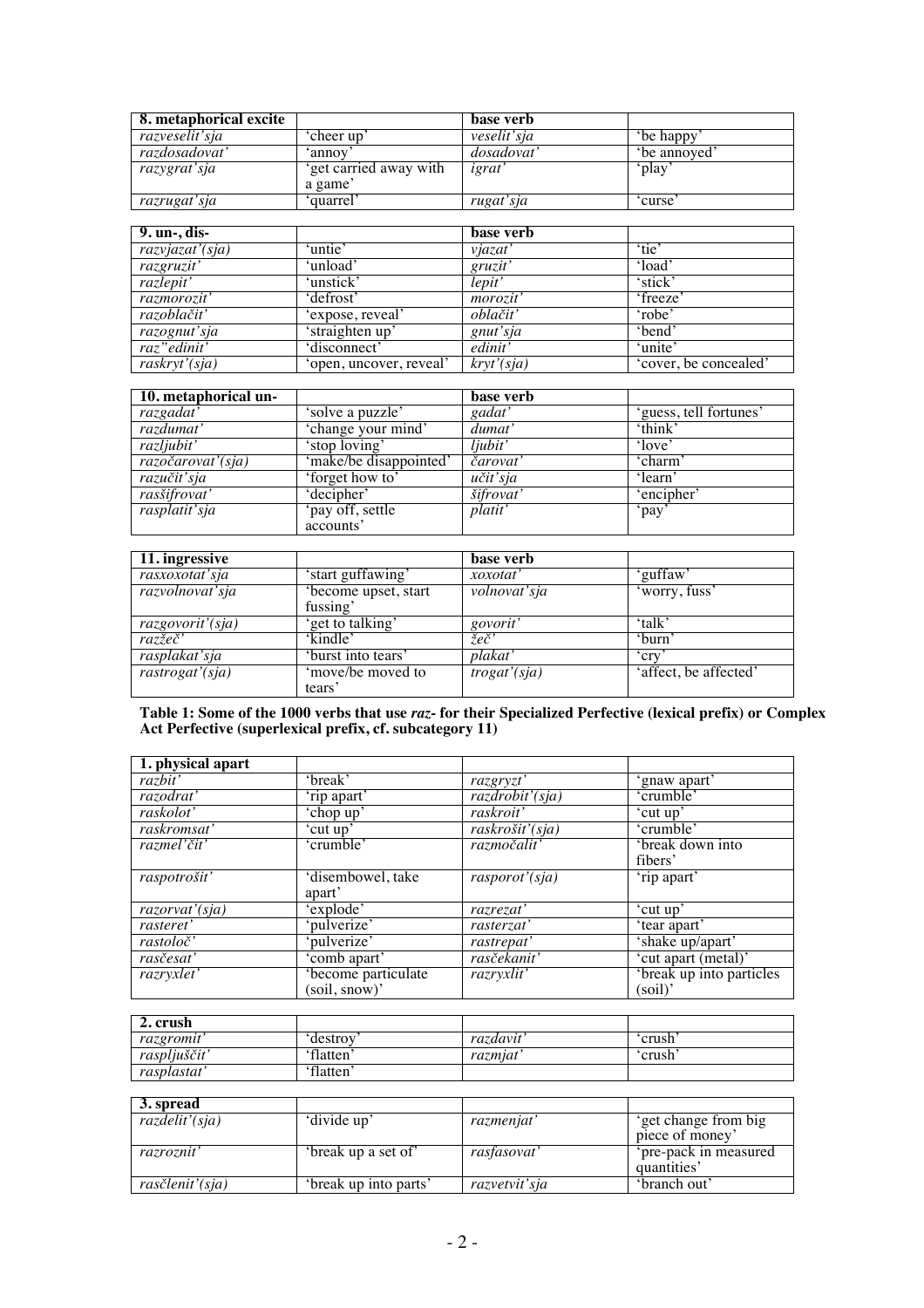| 8. metaphorical excite | | base verb | |
|---|---|---|---|
| *razveselit'sja* | 'cheer up' | *veselit'sja* | 'be happy' |
| *razdosadovat'* | 'annoy' | *dosadovat'* | 'be annoyed' |
| *razygrat'sja* | 'get carried away with a game' | *igrat'* | 'play' |
| *razrugat'sja* | 'quarrel' | *rugat'sja* | 'curse' |

| 9. un-, dis- | | base verb | |
|---|---|---|---|
| *razvjazat'(sja)* | 'untie' | *vjazat'* | 'tie' |
| *razgruzit'* | 'unload' | *gruzit'* | 'load' |
| *razlepit'* | 'unstick' | *lepit'* | 'stick' |
| *razmorozit'* | 'defrost' | *morozit'* | 'freeze' |
| *razoblačit'* | 'expose, reveal' | *oblačit'* | 'robe' |
| *razognut'sja* | 'straighten up' | *gnut'sja* | 'bend' |
| *raz"edinit'* | 'disconnect' | *edinit'* | 'unite' |
| *raskryt'(sja)* | 'open, uncover, reveal' | *kryt'(sja)* | 'cover, be concealed' |

| 10. metaphorical un- | | base verb | |
|---|---|---|---|
| *razgadat'* | 'solve a puzzle' | *gadat'* | 'guess, tell fortunes' |
| *razdumat'* | 'change your mind' | *dumat'* | 'think' |
| *razljubit'* | 'stop loving' | *ljubit'* | 'love' |
| *razočarovat'(sja)* | 'make/be disappointed' | *čarovat'* | 'charm' |
| *razučit'sja* | 'forget how to' | *učit'sja* | 'learn' |
| *rasšifrovat'* | 'decipher' | *šifrovat'* | 'encipher' |
| *rasplatit'sja* | 'pay off, settle accounts' | *platit'* | 'pay' |

| 11. ingressive | | base verb | |
|---|---|---|---|
| *rasxoxotat'sja* | 'start guffawing' | *xoxotat'* | 'guffaw' |
| *razvolnovat'sja* | 'become upset, start fussing' | *volnovat'sja* | 'worry, fuss' |
| *razgovorit'(sja)* | 'get to talking' | *govorit'* | 'talk' |
| *razžeč'* | 'kindle' | *žeč'* | 'burn' |
| *rasplakat'sja* | 'burst into tears' | *plakat'* | 'cry' |
| *rastrogat'(sja)* | 'move/be moved to tears' | *trogat'(sja)* | 'affect, be affected' |

**Table 1: Some of the 1000 verbs that use *raz-* for their Specialized Perfective (lexical prefix) or Complex Act Perfective (superlexical prefix, cf. subcategory 11)**

| 1. physical apart | | | |
|---|---|---|---|
| *razbit'* | 'break' | *razgryzt'* | 'gnaw apart' |
| *razodrat'* | 'rip apart' | *razdrobit'(sja)* | 'crumble' |
| *raskolot'* | 'chop up' | *raskroit'* | 'cut up' |
| *raskromsat'* | 'cut up' | *raskrošit'(sja)* | 'crumble' |
| *razmel'čit'* | 'crumble' | *razmočalit'* | 'break down into fibers' |
| *raspotrošit'* | 'disembowel, take apart' | *rasporot'(sja)* | 'rip apart' |
| *razorvat'(sja)* | 'explode' | *razrezat'* | 'cut up' |
| *rasteret'* | 'pulverize' | *rasterzat'* | 'tear apart' |
| *rastoloč'* | 'pulverize' | *rastrepat'* | 'shake up/apart' |
| *rasčesat'* | 'comb apart' | *rasčekanit'* | 'cut apart (metal)' |
| *razryxlet'* | 'become particulate (soil, snow)' | *razryxlit'* | 'break up into particles (soil)' |

| 2. crush | | | |
|---|---|---|---|
| *razgromit'* | 'destroy' | *razdavit'* | 'crush' |
| *raspljuščit'* | 'flatten' | *razmjat'* | 'crush' |
| *rasplastat'* | 'flatten' | | |

| 3. spread | | | |
|---|---|---|---|
| *razdelit'(sja)* | 'divide up' | *razmenjat'* | 'get change from big piece of money' |
| *razroznit'* | 'break up a set of' | *rasfasovat'* | 'pre-pack in measured quantities' |
| *rasčlenit'(sja)* | 'break up into parts' | *razvetvit'sja* | 'branch out' |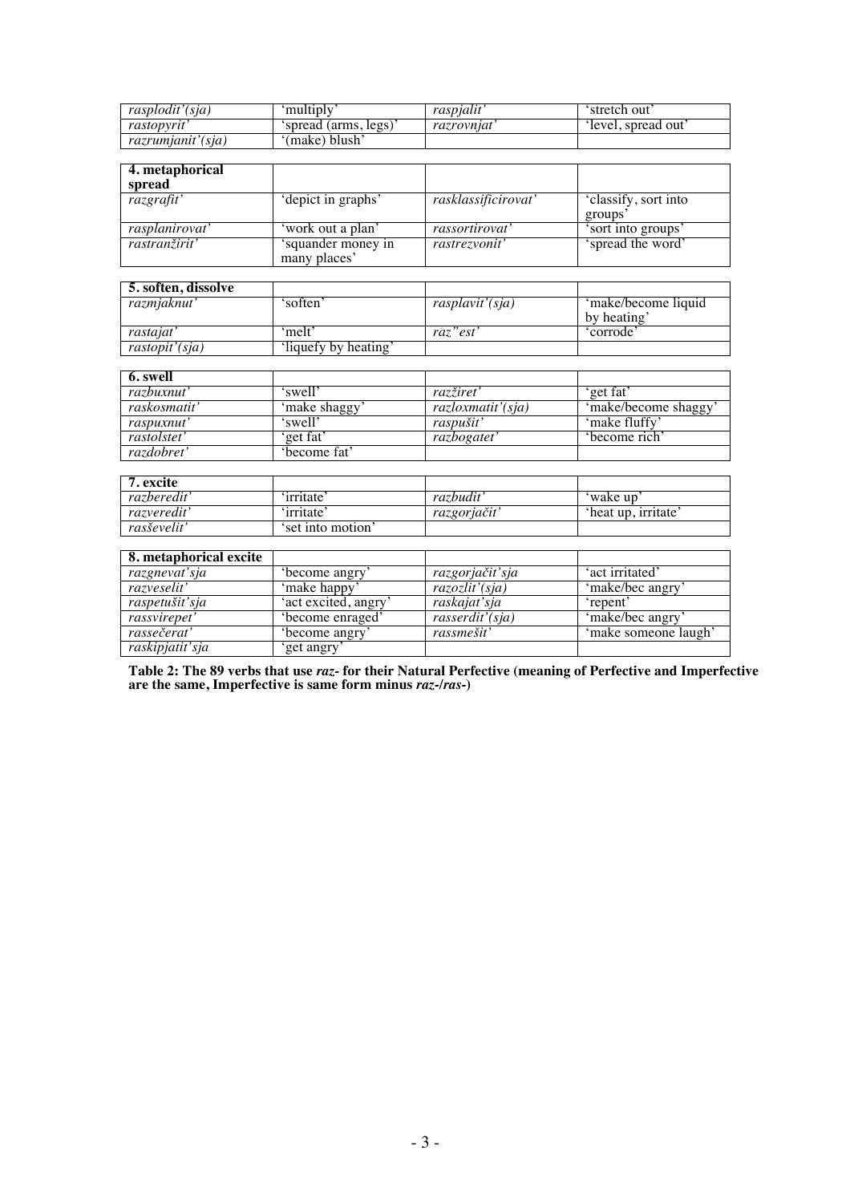| *rasplodit'(sja)* | 'multiply' | *raspjalit'* | 'stretch out' |
|---|---|---|---|
| *rastopyrit'* | 'spread (arms, legs)' | *razrovnjat'* | 'level, spread out' |
| *razrumjanit'(sja)* | '(make) blush' | | |

| **4. metaphorical spread** | | | |
|---|---|---|---|
| *razgrafit'* | 'depict in graphs' | *rasklassificirovat'* | 'classify, sort into groups' |
| *rasplanirovat'* | 'work out a plan' | *rassortirovat'* | 'sort into groups' |
| *rastranžirit'* | 'squander money in many places' | *rastrezvonit'* | 'spread the word' |

| **5. soften, dissolve** | | | |
|---|---|---|---|
| *razmjaknut'* | 'soften' | *rasplavit'(sja)* | 'make/become liquid by heating' |
| *rastajat'* | 'melt' | *raz"est'* | 'corrode' |
| *rastopit'(sja)* | 'liquefy by heating' | | |

| **6. swell** | | | |
|---|---|---|---|
| *razbuxnut'* | 'swell' | *razžiret'* | 'get fat' |
| *raskosmatit'* | 'make shaggy' | *razloxmatit'(sja)* | 'make/become shaggy' |
| *raspuxnut'* | 'swell' | *raspušit'* | 'make fluffy' |
| *rastolstet'* | 'get fat' | *razbogatet'* | 'become rich' |
| *razdobret'* | 'become fat' | | |

| **7. excite** | | | |
|---|---|---|---|
| *razberedit'* | 'irritate' | *razbudit'* | 'wake up' |
| *razveredit'* | 'irritate' | *razgorjačit'* | 'heat up, irritate' |
| *rasševelit'* | 'set into motion' | | |

| **8. metaphorical excite** | | | |
|---|---|---|---|
| *razgnevat'sja* | 'become angry' | *razgorjačit'sja* | 'act irritated' |
| *razveselit'* | 'make happy' | *razozlit'(sja)* | 'make/bec angry' |
| *raspetušit'sja* | 'act excited, angry' | *raskajat'sja* | 'repent' |
| *rassvirepet'* | 'become enraged' | *rasserdit'(sja)* | 'make/bec angry' |
| *rassečerat'* | 'become angry' | *rassmešit'* | 'make someone laugh' |
| *raskipjatit'sja* | 'get angry' | | |

**Table 2: The 89 verbs that use *raz-* for their Natural Perfective (meaning of Perfective and Imperfective are the same, Imperfective is same form minus *raz-/ras-*)**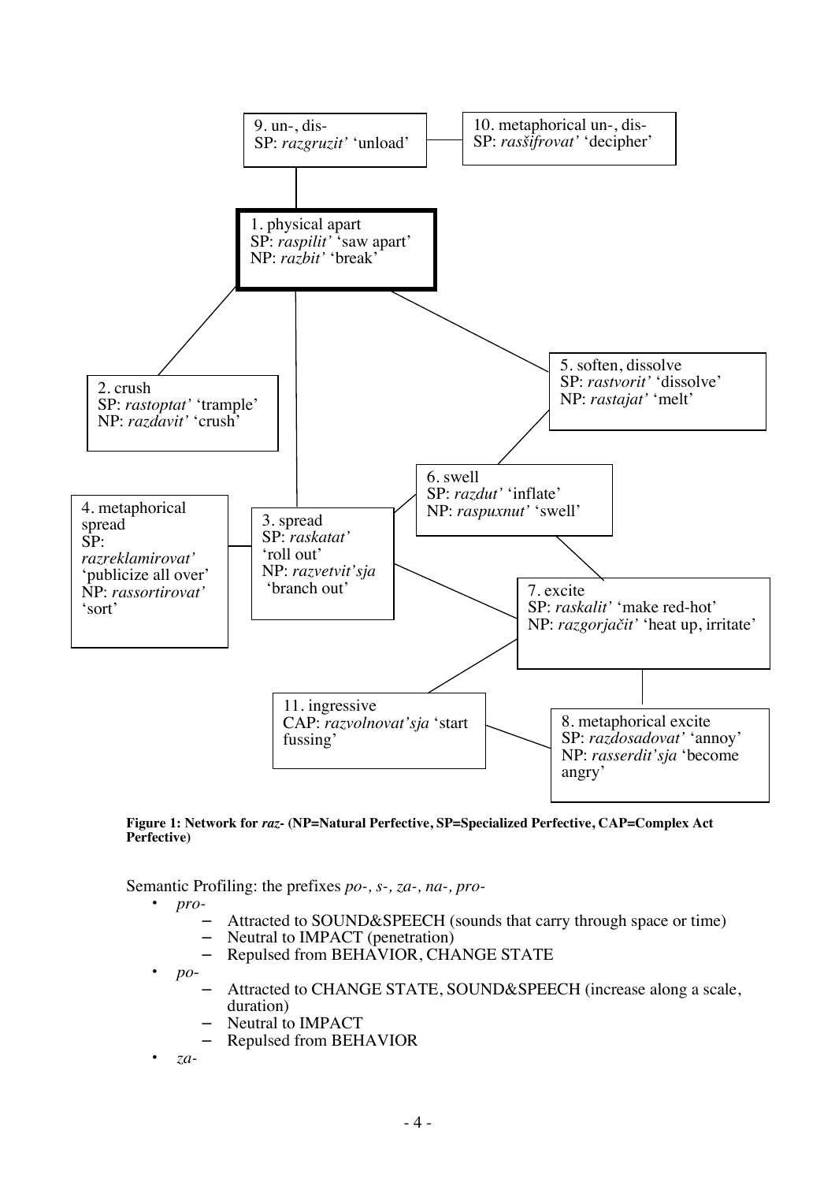9. un-, dis-
SP: *razgruzit'* 'unload'

10. metaphorical un-, dis-
SP: *rasšifrovat'* 'decipher'

1. physical apart
SP: *raspilit'* 'saw apart'
NP: *razbit'* 'break'

2. crush
SP: *rastoptat'* 'trample'
NP: *razdavit'* 'crush'

5. soften, dissolve
SP: *rastvorit'* 'dissolve'
NP: *rastajat'* 'melt'

6. swell
SP: *razdut'* 'inflate'
NP: *raspuxnut'* 'swell'

4. metaphorical spread
SP: *razreklamirovat'* 'publicize all over'
NP: *rassortirovat'* 'sort'

3. spread
SP: *raskatat'* 'roll out'
NP: *razvetvit'sja* 'branch out'

7. excite
SP: *raskalit'* 'make red-hot'
NP: *razgorjačit'* 'heat up, irritate'

11. ingressive
CAP: *razvolnovat'sja* 'start fussing'

8. metaphorical excite
SP: *razdosadovat'* 'annoy'
NP: *rasserdit'sja* 'become angry'

**Figure 1: Network for *raz-* (NP=Natural Perfective, SP=Specialized Perfective, CAP=Complex Act Perfective)**

Semantic Profiling: the prefixes *po-, s-, za-, na-, pro-*

- *pro-*
  - Attracted to SOUND&SPEECH (sounds that carry through space or time)
  - Neutral to IMPACT (penetration)
  - Repulsed from BEHAVIOR, CHANGE STATE
- *po-*
  - Attracted to CHANGE STATE, SOUND&SPEECH (increase along a scale, duration)
  - Neutral to IMPACT
  - Repulsed from BEHAVIOR
- *za-*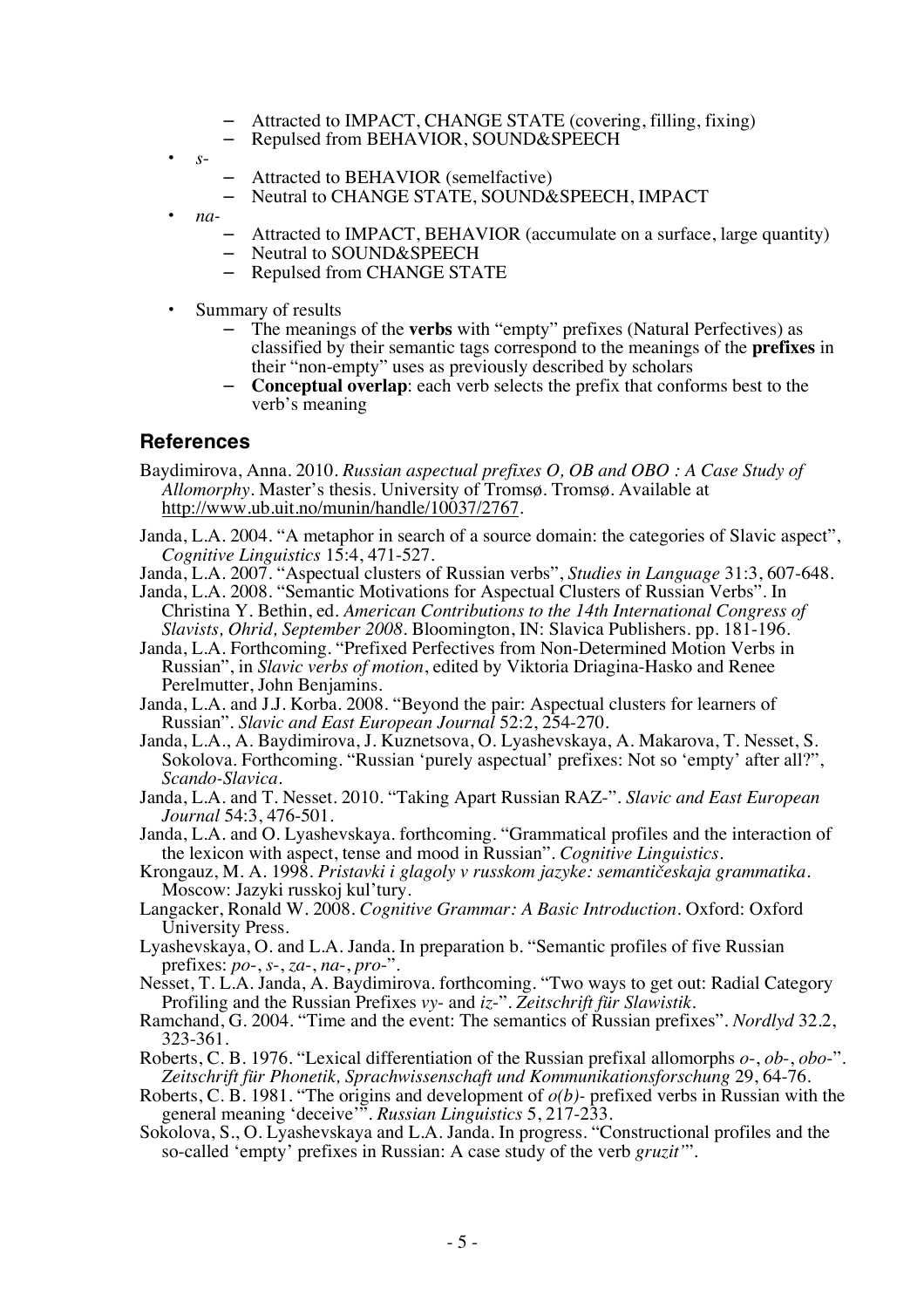- Attracted to IMPACT, CHANGE STATE (covering, filling, fixing)
  - Repulsed from BEHAVIOR, SOUND&SPEECH
- *s-*
  - Attracted to BEHAVIOR (semelfactive)
  - Neutral to CHANGE STATE, SOUND&SPEECH, IMPACT
- *na-*
  - Attracted to IMPACT, BEHAVIOR (accumulate on a surface, large quantity)
  - Neutral to SOUND&SPEECH
  - Repulsed from CHANGE STATE

- Summary of results
  - The meanings of the **verbs** with "empty" prefixes (Natural Perfectives) as classified by their semantic tags correspond to the meanings of the **prefixes** in their "non-empty" uses as previously described by scholars
  - **Conceptual overlap**: each verb selects the prefix that conforms best to the verb's meaning

## References

Baydimirova, Anna. 2010. *Russian aspectual prefixes O, OB and OBO : A Case Study of Allomorphy*. Master's thesis. University of Tromsø. Tromsø. Available at http://www.ub.uit.no/munin/handle/10037/2767.

Janda, L.A. 2004. "A metaphor in search of a source domain: the categories of Slavic aspect", *Cognitive Linguistics* 15:4, 471-527.

Janda, L.A. 2007. "Aspectual clusters of Russian verbs", *Studies in Language* 31:3, 607-648.

Janda, L.A. 2008. "Semantic Motivations for Aspectual Clusters of Russian Verbs". In Christina Y. Bethin, ed. *American Contributions to the 14th International Congress of Slavists, Ohrid, September 2008*. Bloomington, IN: Slavica Publishers. pp. 181-196.

Janda, L.A. Forthcoming. "Prefixed Perfectives from Non-Determined Motion Verbs in Russian", in *Slavic verbs of motion*, edited by Viktoria Driagina-Hasko and Renee Perelmutter, John Benjamins.

Janda, L.A. and J.J. Korba. 2008. "Beyond the pair: Aspectual clusters for learners of Russian". *Slavic and East European Journal* 52:2, 254-270.

Janda, L.A., A. Baydimirova, J. Kuznetsova, O. Lyashevskaya, A. Makarova, T. Nesset, S. Sokolova. Forthcoming. "Russian 'purely aspectual' prefixes: Not so 'empty' after all?", *Scando-Slavica*.

Janda, L.A. and T. Nesset. 2010. "Taking Apart Russian RAZ-". *Slavic and East European Journal* 54:3, 476-501.

Janda, L.A. and O. Lyashevskaya. forthcoming. "Grammatical profiles and the interaction of the lexicon with aspect, tense and mood in Russian". *Cognitive Linguistics*.

Krongauz, M. A. 1998. *Pristavki i glagoly v russkom jazyke: semantičeskaja grammatika*. Moscow: Jazyki russkoj kul'tury.

Langacker, Ronald W. 2008. *Cognitive Grammar: A Basic Introduction*. Oxford: Oxford University Press.

Lyashevskaya, O. and L.A. Janda. In preparation b. "Semantic profiles of five Russian prefixes: *po-*, *s-*, *za-*, *na-*, *pro-*".

Nesset, T. L.A. Janda, A. Baydimirova. forthcoming. "Two ways to get out: Radial Category Profiling and the Russian Prefixes *vy-* and *iz-*". *Zeitschrift für Slawistik*.

Ramchand, G. 2004. "Time and the event: The semantics of Russian prefixes". *Nordlyd* 32.2, 323-361.

Roberts, C. B. 1976. "Lexical differentiation of the Russian prefixal allomorphs *o-*, *ob-*, *obo-*". *Zeitschrift für Phonetik, Sprachwissenschaft und Kommunikationsforschung* 29, 64-76.

Roberts, C. B. 1981. "The origins and development of *o(b)-* prefixed verbs in Russian with the general meaning 'deceive'". *Russian Linguistics* 5, 217-233.

Sokolova, S., O. Lyashevskaya and L.A. Janda. In progress. "Constructional profiles and the so-called 'empty' prefixes in Russian: A case study of the verb *gruzit'*".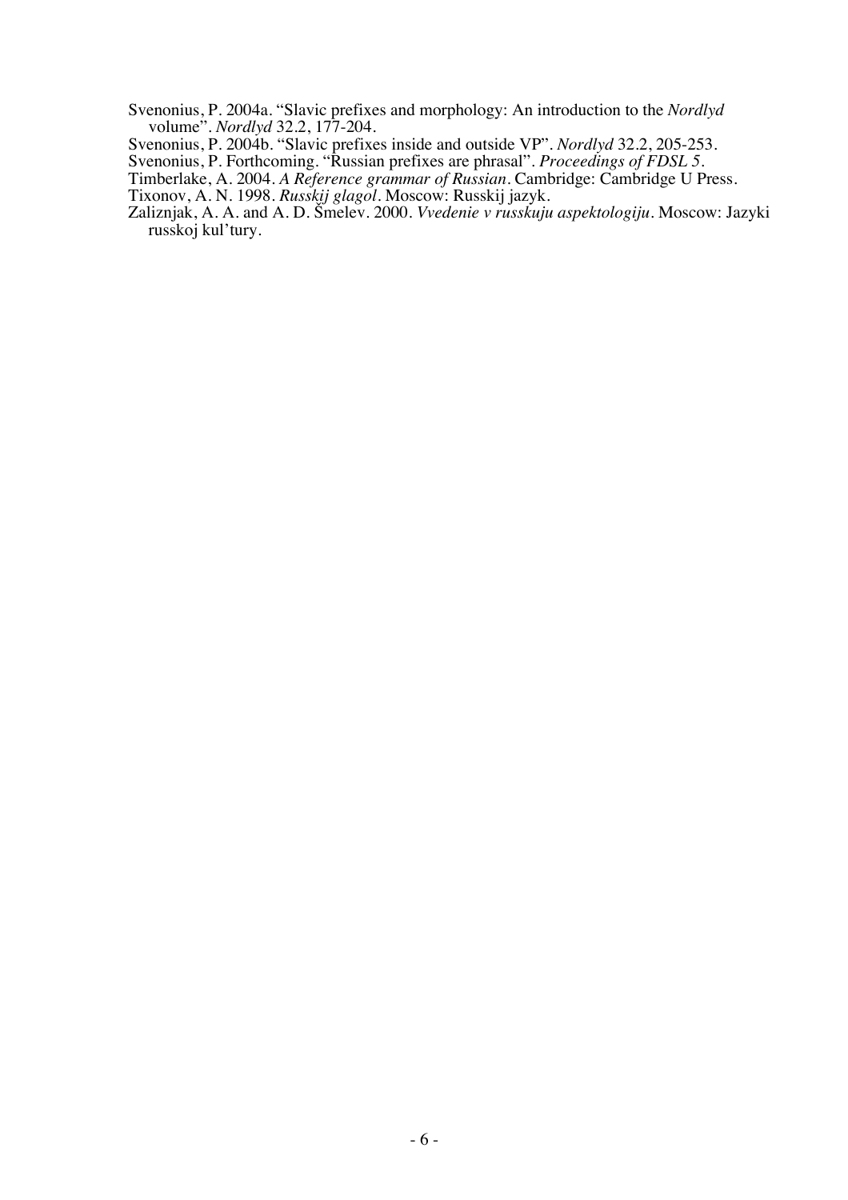Svenonius, P. 2004a. "Slavic prefixes and morphology: An introduction to the *Nordlyd* volume". *Nordlyd* 32.2, 177-204.

Svenonius, P. 2004b. "Slavic prefixes inside and outside VP". *Nordlyd* 32.2, 205-253.

Svenonius, P. Forthcoming. "Russian prefixes are phrasal". *Proceedings of FDSL 5*.

Timberlake, A. 2004. *A Reference grammar of Russian*. Cambridge: Cambridge U Press.

Tixonov, A. N. 1998. *Russkij glagol*. Moscow: Russkij jazyk.

Zaliznjak, A. A. and A. D. Šmelev. 2000. *Vvedenie v russkuju aspektologiju*. Moscow: Jazyki russkoj kul'tury.